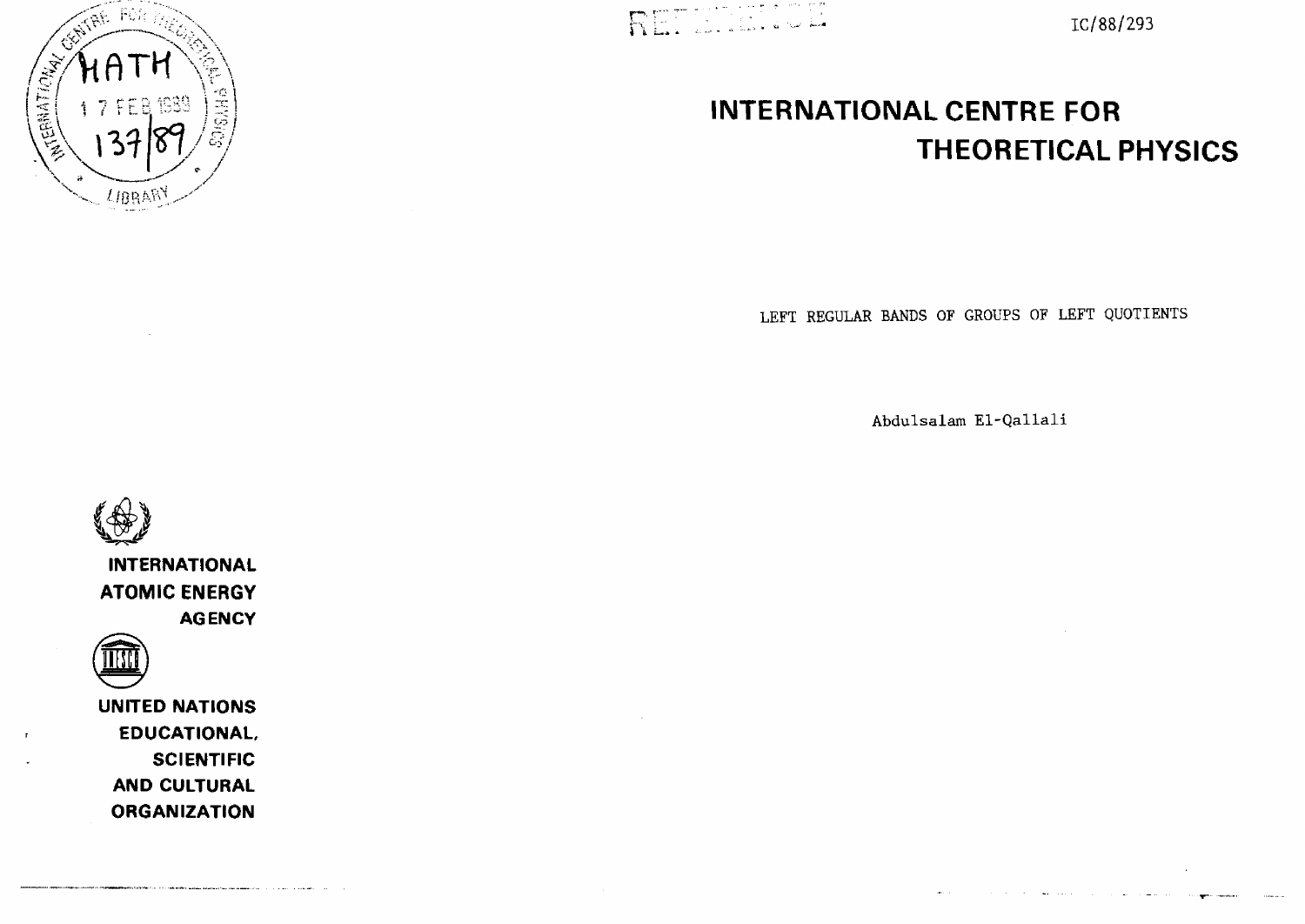REFERENCE

IC/88/293

# INTERNATIONAL CENTRE FOR THEORETICAL PHYSICS

LEFT REGULAR BANDS OF GROUPS OF LEFT QUOTIENTS

Abdulsalam El-Qallali

INTERNATIONAL ATOMIC ENERGY AGENCY

UNITED NATIONS EDUCATIONAL, SCIENTIFIC AND CULTURAL ORGANIZATION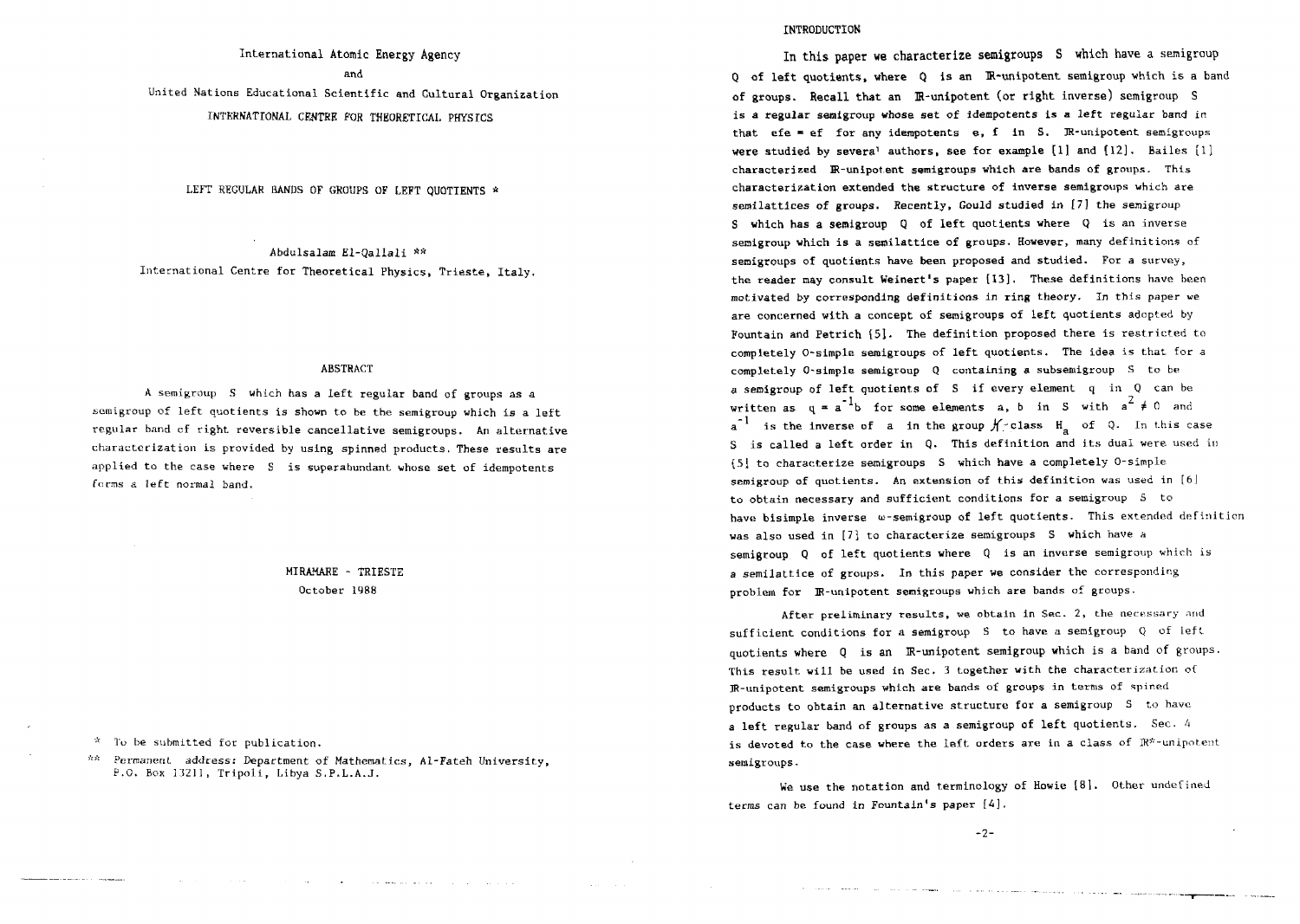International Atomic Energy Agency

and

United Nations Educational Scientific and Cultural Organization

INTERNATIONAL CENTRE FOR THEORETICAL PHYSICS

# LEFT REGULAR BANDS OF GROUPS OF LEFT QUOTIENTS *

Abdulsalam El-Qallali **

International Centre for Theoretical Physics, Trieste, Italy.

## ABSTRACT

A semigroup S which has a left regular band of groups as a semigroup of left quotients is shown to be the semigroup which is a left regular band of right reversible cancellative semigroups. An alternative characterization is provided by using spinned products. These results are applied to the case where S is superabundant whose set of idempotents forms a left normal band.

MIRAMARE - TRIESTE

October 1988

\* To be submitted for publication.

\*\* Permanent address: Department of Mathematics, Al-Fateh University, P.O. Box 13211, Tripoli, Libya S.P.L.A.J.

## INTRODUCTION

In this paper we characterize semigroups S which have a semigroup Q of left quotients, where Q is an $\mathbb{R}$-unipotent semigroup which is a band of groups. Recall that an $\mathbb{R}$-unipotent (or right inverse) semigroup S is a regular semigroup whose set of idempotents is a left regular band in that $efe = ef$ for any idempotents e, f in S. $\mathbb{R}$-unipotent semigroups were studied by several authors, see for example [1] and [12]. Bailes [1] characterized $\mathbb{R}$-unipotent semigroups which are bands of groups. This characterization extended the structure of inverse semigroups which are semilattices of groups. Recently, Gould studied in [7] the semigroup S which has a semigroup Q of left quotients where Q is an inverse semigroup which is a semilattice of groups. However, many definitions of semigroups of quotients have been proposed and studied. For a survey, the reader may consult Weinert's paper [13]. These definitions have been motivated by corresponding definitions in ring theory. In this paper we are concerned with a concept of semigroups of left quotients adopted by Fountain and Petrich [5]. The definition proposed there is restricted to completely 0-simple semigroups of left quotients. The idea is that for a completely 0-simple semigroup Q containing a subsemigroup S to be a semigroup of left quotients of S if every element q in Q can be written as $q = a^{-1}b$ for some elements a, b in S with $a^2 \neq 0$ and $a^{-1}$ is the inverse of a in the group $\mathcal{H}$-class $H_a$ of Q. In this case S is called a left order in Q. This definition and its dual were used in [5] to characterize semigroups S which have a completely 0-simple semigroup of quotients. An extension of this definition was used in [6] to obtain necessary and sufficient conditions for a semigroup S to have bisimple inverse $\omega$-semigroup of left quotients. This extended definition was also used in [7] to characterize semigroups S which have a semigroup Q of left quotients where Q is an inverse semigroup which is a semilattice of groups. In this paper we consider the corresponding problem for $\mathbb{R}$-unipotent semigroups which are bands of groups.

After preliminary results, we obtain in Sec. 2, the necessary and sufficient conditions for a semigroup S to have a semigroup Q of left quotients where Q is an $\mathbb{R}$-unipotent semigroup which is a band of groups. This result will be used in Sec. 3 together with the characterization of $\mathbb{R}$-unipotent semigroups which are bands of groups in terms of spined products to obtain an alternative structure for a semigroup S to have a left regular band of groups as a semigroup of left quotients. Sec. 4 is devoted to the case where the left orders are in a class of $\mathbb{R}^*$-unipotent semigroups.

We use the notation and terminology of Howie [8]. Other undefined terms can be found in Fountain's paper [4].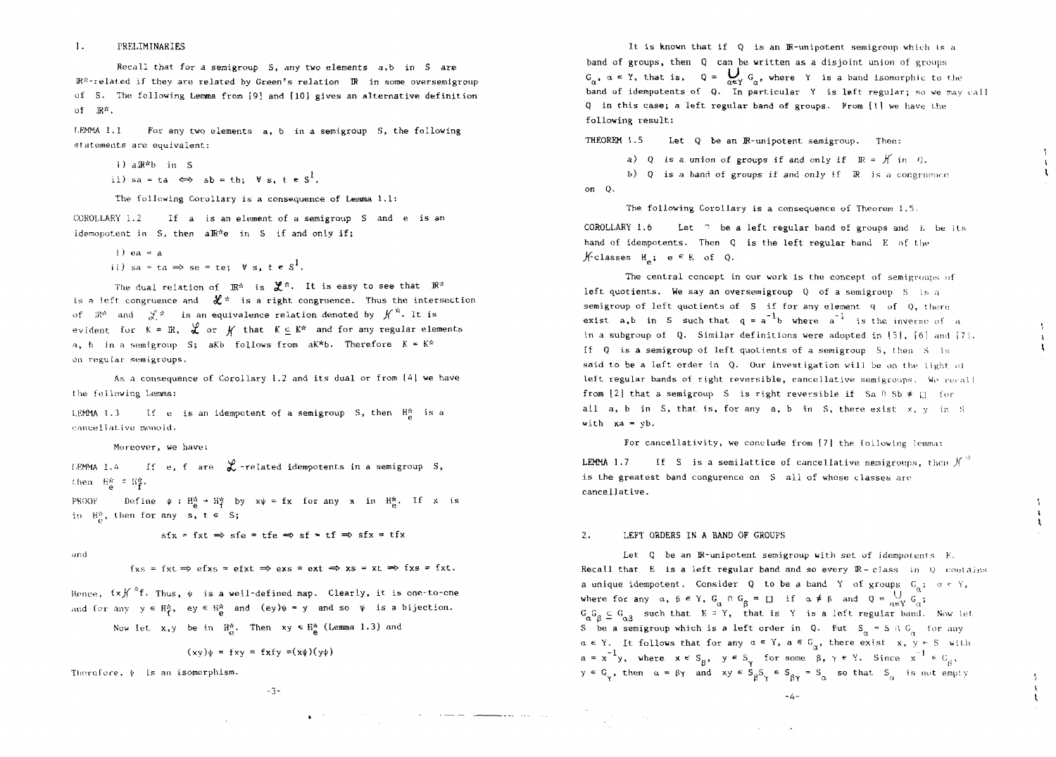## 1. PRELIMINARIES

Recall that for a semigroup $S$, any two elements $a, b$ in $S$ are $\mathbb{R}^*$-related if they are related by Green's relation $\mathbb{R}$ in some oversemigroup of $S$. The following Lemma from [9] and [10] gives an alternative definition of $\mathbb{R}^*$.

LEMMA 1.1 For any two elements $a$, $b$ in a semigroup $S$, the following statements are equivalent:

i) $a\mathbb{R}^*b$ in $S$

ii) $sa = ta \Leftrightarrow sb = tb;\ \forall\, s, t \in S^1$.

The following Corollary is a consequence of Lemma 1.1:

COROLLARY 1.2 If $a$ is an element of a semigroup $S$ and $e$ is an idemopotent in $S$, then $a\mathbb{R}^*e$ in $S$ if and only if;

i) $ea = a$

ii) $sa = ta \Rightarrow se = te;\ \forall\, s, t \in S^1$.

The dual relation of $\mathbb{R}^*$ is $\mathcal{L}^*$. It is easy to see that $\mathbb{R}^*$ is a left congruence and $\mathcal{L}^*$ is a right congruence. Thus the intersection of $\mathbb{R}^*$ and $\mathcal{L}^*$ is an equivalence relation denoted by $\mathcal{H}^*$. It is evident for $K = \mathbb{R}$, $\mathcal{L}$ or $\mathcal{H}$ that $K \subseteq K^*$ and for any regular elements $a$, $b$ in a semigroup $S$; $aKb$ follows from $aK^*b$. Therefore $K = K^*$ on regular semigroups.

As a consequence of Corollary 1.2 and its dual or from [4] we have the following Lemma:

LEMMA 1.3 If $e$ is an idempotent of a semigroup $S$, then $H_e^*$ is a cancellative monoid.

Moreover, we have:

LEMMA 1.4 If $e$, $f$ are $\mathcal{L}$-related idempotents in a semigroup $S$, then $H_e^* \cong H_f^*$.

PROOF Define $\psi : H_e^* \to H_f^*$ by $x\psi = fx$ for any $x$ in $H_e^*$. If $x$ is in $H_e^*$, then for any $s, t \in S$;

$$sfx = ftx \Rightarrow sfe = tfe \Rightarrow sf = tf \Rightarrow sfx = tfx$$

and

$$fxs = fxt \Rightarrow efxs = efxt \Rightarrow exs = ext \Rightarrow xs = xt \Rightarrow fxs = fxt.$$

Hence, $fx\mathcal{H}^*f$. Thus, $\psi$ is a well-defined map. Clearly, it is one-to-one and for any $y \in H_f^*$, $ey \in H_e^*$ and $(ey)\psi = y$ and so $\psi$ is a bijection.

Now let $x, y$ be in $H_e^*$. Then $xy \in H_e^*$ (Lemma 1.3) and

$$(xy)\psi = fxy = fxfy = (x\psi)(y\psi)$$

Therefore, $\psi$ is an isomorphism.

It is known that if $Q$ is an $\mathbb{R}$-unipotent semigroup which is a band of groups, then $Q$ can be written as a disjoint union of groups $G_\alpha$, $\alpha \in Y$, that is, $Q = \bigcup_{\alpha \in Y} G_\alpha$, where $Y$ is a band isomorphic to the band of idempotents of $Q$. In particular $Y$ is left regular; so we may call $Q$ in this case; a left regular band of groups. From [1] we have the following result:

THEOREM 1.5 Let $Q$ be an $\mathbb{R}$-unipotent semigroup. Then:

a) $Q$ is a union of groups if and only if $\mathbb{R} = \mathcal{H}$ in $Q$.

b) $Q$ is a band of groups if and only if $\mathbb{R}$ is a congruence on $Q$.

The following Corollary is a consequence of Theorem 1.5.

COROLLARY 1.6 Let $Q$ be a left regular band of groups and $E$ be its band of idempotents. Then $Q$ is the left regular band $E$ of the $\mathcal{H}$-classes $H_e$; $e \in E$ of $Q$.

The central concept in our work is the concept of semigroups of left quotients. We say an oversemigroup $Q$ of a semigroup $S$ is a semigroup of left quotients of $S$ if for any element $q$ of $Q$, there exist $a, b$ in $S$ such that $q = a^{-1}b$ where $a^{-1}$ is the inverse of $a$ in a subgroup of $Q$. Similar definitions were adopted in [5], [6] and [7]. If $Q$ is a semigroup of left quotients of a semigroup $S$, then $S$ is said to be a left order in $Q$. Our investigation will be on the light of left regular bands of right reversible, cancellative semigroups. We recall from [2] that a semigroup $S$ is right reversible if $Sa \cap Sb \neq \square$ for all $a$, $b$ in $S$, that is, for any $a$, $b$ in $S$, there exist $x$, $y$ in $S$ with $xa = yb$.

For cancellativity, we conclude from [7] the following lemma:

LEMMA 1.7 If $S$ is a semilattice of cancellative semigroups, then $\mathcal{H}^*$ is the greatest band congruence on $S$ all of whose classes are cancellative.

## 2. LEFT ORDERS IN A BAND OF GROUPS

Let $Q$ be an $\mathbb{R}$-unipotent semigroup with set of idempotents $E$. Recall that $E$ is a left regular band and so every $\mathbb{R}$-class in $Q$ contains a unique idempotent. Consider $Q$ to be a band $Y$ of groups $G_\alpha$; $\alpha \in Y$, where for any $\alpha, \beta \in Y$, $G_\alpha \cap G_\beta = \square$ if $\alpha \neq \beta$ and $Q = \bigcup_{\alpha \in Y} G_\alpha$; $G_\alpha G_\beta \subseteq G_{\alpha\beta}$ such that $E \cong Y$, that is $Y$ is a left regular band. Now let $S$ be a semigroup which is a left order in $Q$. Put $S_\alpha = S \cap G_\alpha$ for any $\alpha \in Y$. It follows that for any $\alpha \in Y$, $a \in G_\alpha$, there exist $x, y \in S$ with $a = x^{-1}y$, where $x \in S_\beta$, $y \in S_\gamma$ for some $\beta, \gamma \in Y$. Since $x^{-1} \in G_\beta$, $y \in G_\gamma$, then $\alpha = \beta\gamma$ and $xy \in S_\beta S_\gamma \subseteq S_{\beta\gamma} = S_\alpha$ so that $S_\alpha$ is not empty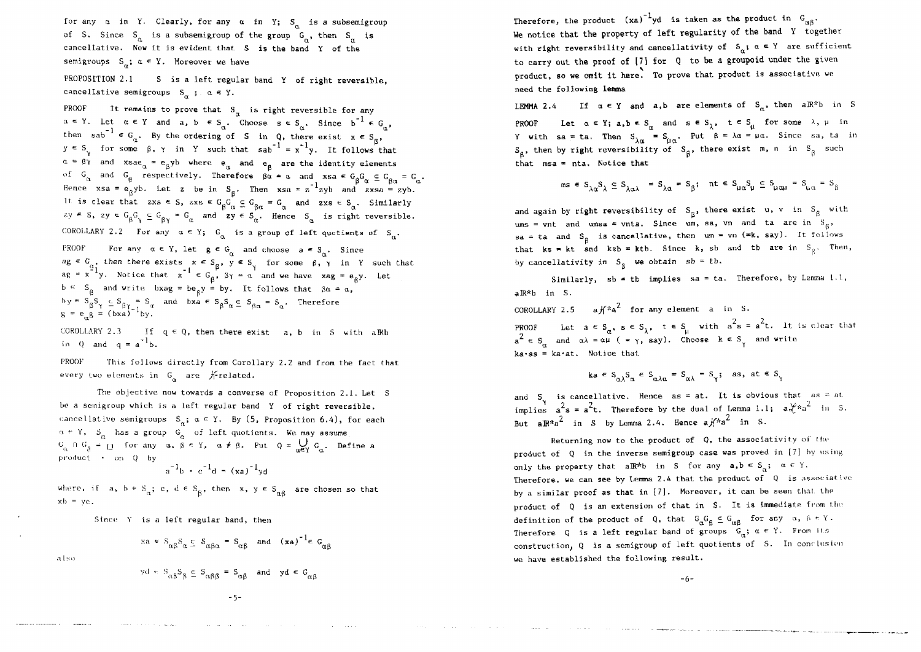for any $\alpha$ in $Y$. Clearly, for any $\alpha$ in $Y$; $S_\alpha$ is a subsemigroup of $S$. Since $S_\alpha$ is a subsemigroup of the group $G_\alpha$, then $S_\alpha$ is cancellative. Now it is evident that $S$ is the band $Y$ of the semigroups $S_\alpha$; $\alpha \in Y$. Moreover we have

PROPOSITION 2.1 $S$ is a left regular band $Y$ of right reversible, cancellative semigroups $S_\alpha$; $\alpha \in Y$.

PROOF It remains to prove that $S_\alpha$ is right reversible for any $\alpha \in Y$. Let $\alpha \in Y$ and $a, b \in S_\alpha$. Choose $s \in S_\alpha$. Since $b^{-1} \in G_\alpha$, then $sab^{-1} \in G_\alpha$. By the ordering of $S$ in $Q$, there exist $x \in S_\beta$, $y \in S_\gamma$ for some $\beta, \gamma$ in $Y$ such that $sab^{-1} = x^{-1}y$. It follows that $\alpha = \beta\gamma$ and $xsae_\alpha = e_\beta yb$ where $e_\alpha$ and $e_\beta$ are the identity elements of $G_\alpha$ and $G_\beta$ respectively. Therefore $\beta\alpha = \alpha$ and $xsa \in G_\beta G_\alpha \subseteq G_{\beta\alpha} = G_\alpha$. Hence $xsa = e_\beta yb$. Let $z$ be in $S_\beta$. Then $xsa = z^{-1}zyb$ and $zxsa = zyb$. It is clear that $zxs \in S$, $zxs \in G_\beta G_\alpha \subseteq G_{\beta\alpha} = G_\alpha$ and $zxs \in S_\alpha$. Similarly $zy \in S$, $zy \in G_\beta G_\gamma \subseteq G_{\beta\gamma} = G_\alpha$ and $zy \in S_\alpha$. Hence $S_\alpha$ is right reversible.

COROLLARY 2.2 For any $\alpha \in Y$; $G_\alpha$ is a group of left quotients of $S_\alpha$.

PROOF For any $\alpha \in Y$, let $g \in G_\alpha$ and choose $a \in S_\alpha$. Since $ag \in G_\alpha$, then there exists $x \in S_\beta$, $y \in S_\gamma$ for some $\beta, \gamma$ in $Y$ such that $ag = x^{-1}y$. Notice that $x^{-1} \in G_\beta$, $\beta\gamma = \alpha$ and we have $xag = e_\beta y$. Let $b \in S_\beta$ and write $bxag = be_\beta y = by$. It follows that $\beta\alpha = \alpha$, $by \in S_\beta S_\gamma \subseteq S_{\beta\gamma} = S_\alpha$ and $bxa \in S_\beta S_\alpha \subseteq S_{\beta\alpha} = S_\alpha$. Therefore $g = e_\alpha g = (bxa)^{-1}by$.

COROLLARY 2.3 If $q \in Q$, then there exist $a, b$ in $S$ with $a\mathbb{R}b$ in $Q$ and $q = a^{-1}b$.

PROOF This follows directly from Corollary 2.2 and from the fact that every two elements in $G_\alpha$ are $\mathcal{H}$-related.

The objective now towards a converse of Proposition 2.1. Let $S$ be a semigroup which is a left regular band $Y$ of right reversible, cancellative semigroups $S_\alpha$; $\alpha \in Y$. By (5, Proposition 6.4), for each $\alpha \in Y$, $S_\alpha$ has a group $G_\alpha$ of left quotients. We may assume $G_\alpha \cap G_\beta = \square$ for any $\alpha, \beta \in Y$, $\alpha \neq \beta$. Put $Q = \bigcup_{\alpha \in Y} G_\alpha$. Define a product $\cdot$ on $Q$ by

$$a^{-1}b \cdot c^{-1}d = (xa)^{-1}yd$$

where, if $a, b \in S_\alpha$; $c, d \in S_\beta$, then $x, y \in S_{\alpha\beta}$ are chosen so that $xb = yc$.

Since $Y$ is a left regular band, then

$$xa \in S_{\alpha\beta}S_\alpha \subseteq S_{\alpha\beta\alpha} = S_{\alpha\beta} \quad \text{and} \quad (xa)^{-1} \in G_{\alpha\beta}$$

also

$$yd \in S_{\alpha\beta}S_\beta \subseteq S_{\alpha\beta\beta} = S_{\alpha\beta} \quad \text{and} \quad yd \in G_{\alpha\beta}$$

Therefore, the product $(xa)^{-1}yd$ is taken as the product in $G_{\alpha\beta}$. We notice that the property of left regularity of the band $Y$ together with right reversibility and cancellativity of $S_\alpha$; $\alpha \in Y$ are sufficient to carry out the proof of [7] for $Q$ to be a groupoid under the given product, so we omit it here. To prove that product is associative we need the following lemma

LEMMA 2.4 If $\alpha \in Y$ and $a,b$ are elements of $S_\alpha$, then $a\mathbb{R}^*b$ in $S$

PROOF Let $\alpha \in Y$; $a,b \in S_\alpha$ and $s \in S_\lambda$, $t \in S_\mu$ for some $\lambda$, $\mu$ in $Y$ with $sa = ta$. Then $S_{\lambda\alpha} = S_{\mu\alpha}$. Put $\beta = \lambda\alpha = \mu\alpha$. Since $sa$, $ta$ in $S_\beta$, then by right reversibility of $S_\beta$, there exist $m$, $n$ in $S_\beta$ such that $msa = nta$. Notice that

$$ms \in S_{\lambda\alpha}S_\lambda \subseteq S_{\lambda\alpha\lambda} = S_{\lambda\alpha} = S_\beta; \quad nt \in S_{\mu\alpha}S_\mu \subseteq S_{\mu\alpha\mu} = S_{\mu\alpha} = S_\beta$$

and again by right reversibility of $S_\beta$, there exist $u$, $v$ in $S_\beta$ with $ums = vnt$ and $umsa = vnta$. Since $um$, $sa$, $vn$ and $ta$ are in $S_\beta$, $sa = ta$ and $S_\beta$ is cancellative, then $um = vn$ (=$k$, say). It follows that $ks = kt$ and $ksb = ktb$. Since $k$, $sb$ and $tb$ are in $S_\beta$. Then, by cancellativity in $S_\beta$ we obtain $sb = tb$.

Similarly, $sb = tb$ implies $sa = ta$. Therefore, by Lemma 1.1, $a\mathbb{R}^*b$ in $S$.

COROLLARY 2.5 $a\mathcal{H}^*a^2$ for any element $a$ in $S$.

PROOF Let $a \in S_\alpha$, $s \in S_\lambda$, $t \in S_\mu$ with $a^2s = a^2t$. It is clear that $a^2 \in S_\alpha$ and $\alpha\lambda = \alpha\mu$ ( = $\gamma$, say). Choose $k \in S_\gamma$ and write $ka \cdot as = ka \cdot at$. Notice that

$$ka \in S_{\alpha\lambda}S_\alpha \in S_{\alpha\lambda\alpha} = S_{\alpha\lambda} = S_\gamma; \quad as, at \in S_\gamma$$

and $S_\gamma$ is cancellative. Hence $as = at$. It is obvious that $as = at$ implies $a^2s = a^2t$. Therefore by the dual of Lemma 1.1; $a\mathcal{L}^*a^2$ in $S$. But $a\mathbb{R}^*a^2$ in $S$ by Lemma 2.4. Hence $a\mathcal{H}^*a^2$ in $S$.

Returning now to the product of $Q$, the associativity of the product of $Q$ in the inverse semigroup case was proved in [7] by using only the property that $a\mathbb{R}^*b$ in $S$ for any $a,b \in S_\alpha$; $\alpha \in Y$. Therefore, we can see by Lemma 2.4 that the product of $Q$ is associative by a similar proof as that in [7]. Moreover, it can be seen that the product of $Q$ is an extension of that in $S$. It is immediate from the definition of the product of $Q$, that $G_\alpha G_\beta \subseteq G_{\alpha\beta}$ for any $\alpha, \beta \in Y$. Therefore $Q$ is a left regular band of groups $G_\alpha$; $\alpha \in Y$. From its construction, $Q$ is a semigroup of left quotients of $S$. In conclusion we have established the following result.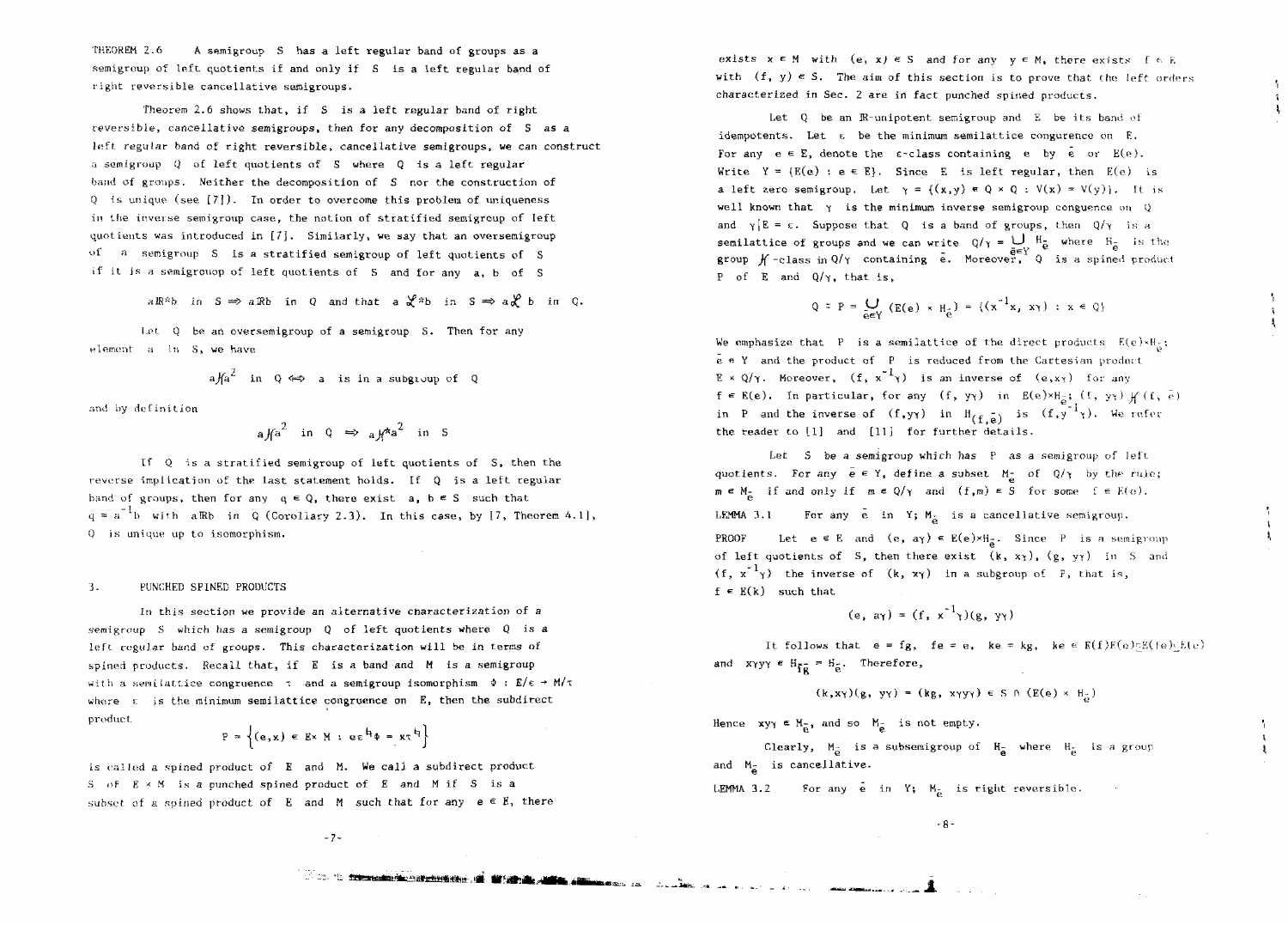THEOREM 2.6 A semigroup $S$ has a left regular band of groups as a semigroup of left quotients if and only if $S$ is a left regular band of right reversible cancellative semigroups.

Theorem 2.6 shows that, if $S$ is a left regular band of right reversible, cancellative semigroups, then for any decomposition of $S$ as a left regular band of right reversible, cancellative semigroups, we can construct a semigroup $Q$ of left quotients of $S$ where $Q$ is a left regular band of groups. Neither the decomposition of $S$ nor the construction of $Q$ is unique (see [7]). In order to overcome this problem of uniqueness in the inverse semigroup case, the notion of stratified semigroup of left quotients was introduced in [7]. Similarly, we say that an oversemigroup of a semigroup $S$ is a stratified semigroup of left quotients of $S$ if it is a semigroup of left quotients of $S$ and for any $a, b$ of $S$

$$a\mathcal{R}^*b \text{ in } S \Rightarrow a\mathcal{R}b \text{ in } Q \text{ and that } a\mathcal{L}^*b \text{ in } S \Rightarrow a\mathcal{L}b \text{ in } Q.$$

Let $Q$ be an oversemigroup of a semigroup $S$. Then for any element $a$ in $S$, we have

$$a\mathcal{H}a^2 \text{ in } Q \Leftrightarrow a \text{ is in a subgroup of } Q$$

and by definition

$$a\mathcal{H}a^2 \text{ in } Q \Rightarrow a\mathcal{H}^*a^2 \text{ in } S$$

If $Q$ is a stratified semigroup of left quotients of $S$, then the reverse implication of the last statement holds. If $Q$ is a left regular band of groups, then for any $q \in Q$, there exist $a, b \in S$ such that $q = a^{-1}b$ with $a\mathcal{R}b$ in $Q$ (Corollary 2.3). In this case, by [7, Theorem 4.1], $Q$ is unique up to isomorphism.

## 3. PUNCHED SPINED PRODUCTS

In this section we provide an alternative characterization of a semigroup $S$ which has a semigroup $Q$ of left quotients where $Q$ is a left regular band of groups. This characterization will be in terms of spined products. Recall that, if $E$ is a band and $M$ is a semigroup with a semilattice congruence $\tau$ and a semigroup isomorphism $\phi : E/\varepsilon \to M/\tau$ where $\varepsilon$ is the minimum semilattice congruence on $E$, then the subdirect product

$$P = \left\{(e,x) \in E \times M : e\varepsilon^{\natural}\phi = x\tau^{\natural}\right\}$$

is called a spined product of $E$ and $M$. We call a subdirect product $S$ of $E \times M$ is a punched spined product of $E$ and $M$ if $S$ is a subset of a spined product of $E$ and $M$ such that for any $e \in E$, there exists $x \in M$ with $(e, x) \in S$ and for any $y \in M$, there exists $f \in E$ with $(f, y) \in S$. The aim of this section is to prove that the left orders characterized in Sec. 2 are in fact punched spined products.

Let $Q$ be an $\mathcal{R}$-unipotent semigroup and $E$ be its band of idempotents. Let $\varepsilon$ be the minimum semilattice congruence on $E$. For any $e \in E$, denote the $\varepsilon$-class containing $e$ by $\bar{e}$ or $E(e)$. Write $Y = \{E(e) : e \in E\}$. Since $E$ is left regular, then $E(e)$ is a left zero semigroup. Let $\gamma = \{(x,y) \in Q \times Q : V(x) = V(y)\}$. It is well known that $\gamma$ is the minimum inverse semigroup congruence on $Q$ and $\gamma|E = \varepsilon$. Suppose that $Q$ is a band of groups, then $Q/\gamma$ is a semilattice of groups and we can write $Q/\gamma = \bigcup_{\bar{e}\in Y} H_{\bar{e}}$ where $H_{\bar{e}}$ is the group $\mathcal{H}$-class in $Q/\gamma$ containing $\bar{e}$. Moreover, $Q$ is a spined product $P$ of $E$ and $Q/\gamma$, that is,

$$Q \cong P = \bigcup_{\bar{e}\in Y} (E(e) \times H_{\bar{e}}) = \{(x^{-1}x,\ x\gamma) : x \in Q\}$$

We emphasize that $P$ is a semilattice of the direct products $E(e)\times H_{\bar{e}}$; $\bar{e} \in Y$ and the product of $P$ is reduced from the Cartesian product $E \times Q/\gamma$. Moreover, $(f, x^{-1}\gamma)$ is an inverse of $(e, x\gamma)$ for any $f \in E(e)$. In particular, for any $(f, y\gamma)$ in $E(e)\times H_{\bar{e}}$; $(f, y\gamma)\ \mathcal{H}\ (f, \bar{e})$ in $P$ and the inverse of $(f, y\gamma)$ in $H_{(f,\bar{e})}$ is $(f, y^{-1}\gamma)$. We refer the reader to [1] and [11] for further details.

Let $S$ be a semigroup which has $P$ as a semigroup of left quotients. For any $\bar{e} \in Y$, define a subset $M_{\bar{e}}$ of $Q/\gamma$ by the rule; $m \in M_{\bar{e}}$ if and only if $m \in Q/\gamma$ and $(f,m) \in S$ for some $f \in E(e)$.

LEMMA 3.1 For any $\bar{e}$ in $Y$; $M_{\bar{e}}$ is a cancellative semigroup.

PROOF Let $e \in E$ and $(e, a\gamma) \in E(e)\times H_{\bar{e}}$. Since $P$ is a semigroup of left quotients of $S$, then there exist $(k, x\gamma)$, $(g, y\gamma)$ in $S$ and $(f, x^{-1}\gamma)$ the inverse of $(k, x\gamma)$ in a subgroup of $P$, that is, $f \in E(k)$ such that

$$(e, a\gamma) = (f, x^{-1}\gamma)(g, y\gamma)$$

It follows that $e = fg$, $fe = e$, $ke = kg$, $ke \in E(f)E(e) \subseteq E(fe) \subseteq E(e)$ and $x\gamma y\gamma \in H_{\overline{fg}} = H_{\bar{e}}$. Therefore,

$$(k,x\gamma)(g, y\gamma) = (kg,\ x\gamma y\gamma) \in S \cap (E(e) \times H_{\bar{e}})$$

Hence $x\gamma y\gamma \in M_{\bar{e}}$, and so $M_{\bar{e}}$ is not empty.

Clearly, $M_{\bar{e}}$ is a subsemigroup of $H_{\bar{e}}$ where $H_{\bar{e}}$ is a group and $M_{\bar{e}}$ is cancellative.

LEMMA 3.2 For any $\bar{e}$ in $Y$; $M_{\bar{e}}$ is right reversible.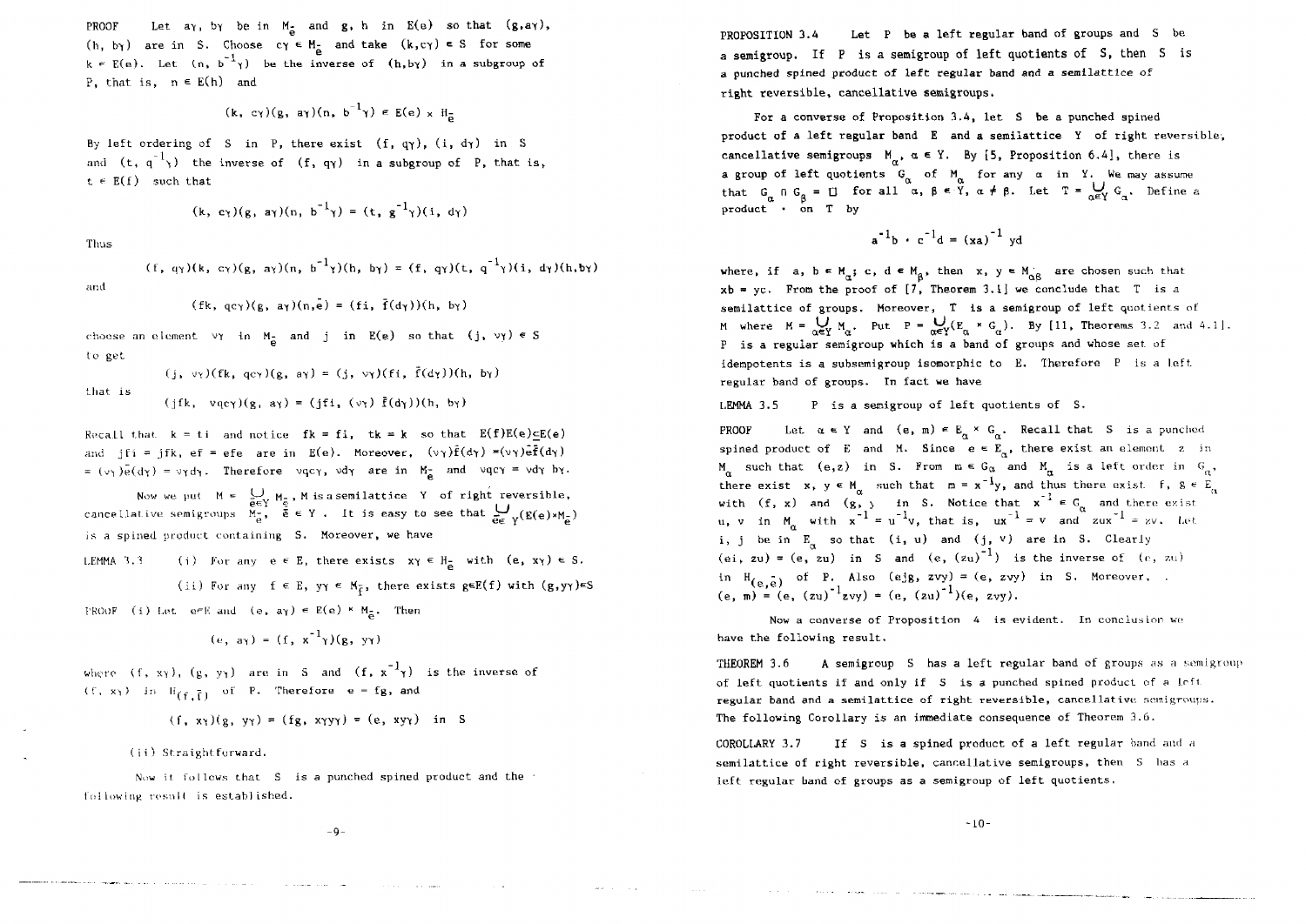PROOF Let $a\gamma$, $b\gamma$ be in $M_{\bar{e}}$ and $g$, $h$ in $E(e)$ so that $(g, a\gamma)$, $(h, b\gamma)$ are in $S$. Choose $c\gamma \in M_{\bar{e}}$ and take $(k, c\gamma) \in S$ for some $k \in E(e)$. Let $(n, b^{-1}\gamma)$ be the inverse of $(h, b\gamma)$ in a subgroup of $P$, that is, $n \in E(h)$ and

$$(k, c\gamma)(g, a\gamma)(n, b^{-1}\gamma) \in E(e) \times H_{\bar{e}}$$

By left ordering of $S$ in $P$, there exist $(f, q\gamma)$, $(i, d\gamma)$ in $S$ and $(t, q^{-1}\gamma)$ the inverse of $(f, q\gamma)$ in a subgroup of $P$, that is, $t \in E(f)$ such that

$$(k, c\gamma)(g, a\gamma)(n, b^{-1}\gamma) = (t, g^{-1}\gamma)(i, d\gamma)$$

Thus

$$(f, q\gamma)(k, c\gamma)(g, a\gamma)(n, b^{-1}\gamma)(h, b\gamma) = (f, q\gamma)(t, q^{-1}\gamma)(i, d\gamma)(h, b\gamma)$$

and

$$(fk, qc\gamma)(g, a\gamma)(n, \bar{e}) = (fi, \bar{f}(d\gamma))(h, b\gamma)$$

choose an element $v\gamma$ in $M_{\bar{e}}$ and $j$ in $E(e)$ so that $(j, v\gamma) \in S$ to get

$$(j, v\gamma)(fk, qc\gamma)(g, a\gamma) = (j, v\gamma)(fi, \bar{f}(d\gamma))(h, b\gamma)$$

that is

$$(jfk, vqc\gamma)(g, a\gamma) = (jfi, (v\gamma)\bar{f}(d\gamma))(h, b\gamma)$$

Recall that $k = ti$ and notice $fk = fi$, $tk = k$ so that $E(f)E(e) \subseteq E(e)$ and $jfi = jfk$, $ef = efe$ are in $E(e)$. Moreover, $(v\gamma)\bar{f}(d\gamma) = (v\gamma)\bar{e}\bar{f}(d\gamma) = (v\gamma)\bar{e}(d\gamma) = v\gamma d\gamma$. Therefore $vqc\gamma$, $vd\gamma$ are in $M_{\bar{e}}$ and $vqc\gamma = vd\gamma\, b\gamma$.

Now we put $M = \bigcup_{\bar{e} \in Y} M_{\bar{e}}$, $M$ is a semilattice $Y$ of right reversible, cancellative semigroups $M_{\bar{e}}$, $\bar{e} \in Y$. It is easy to see that $\bigcup_{\bar{e} \in Y}(E(e) \times M_{\bar{e}})$ is a spined product containing $S$. Moreover, we have

LEMMA 3.3 (i) For any $e \in E$, there exists $x\gamma \in H_{\bar{e}}$ with $(e, x\gamma) \in S$.

(ii) For any $f \in E$, $y\gamma \in M_{\bar{f}}$, there exists $g \in E(f)$ with $(g, y\gamma) \in S$

PROOF (i) Let $e \in E$ and $(e, a\gamma) \in E(e) \times M_{\bar{e}}$. Then

$$(e, a\gamma) = (f, x^{-1}\gamma)(g, y\gamma)$$

where $(f, x\gamma)$, $(g, y\gamma)$ are in $S$ and $(f, x^{-1}\gamma)$ is the inverse of $(f, x\gamma)$ in $H_{(f, \bar{f})}$ of $P$. Therefore $e = fg$, and

$$(f, x\gamma)(g, y\gamma) = (fg, x\gamma y\gamma) = (e, xy\gamma) \text{ in } S$$

(ii) Straightforward.

Now it follows that $S$ is a punched spined product and the following result is established.

PROPOSITION 3.4 Let $P$ be a left regular band of groups and $S$ be a semigroup. If $P$ is a semigroup of left quotients of $S$, then $S$ is a punched spined product of left regular band and a semilattice of right reversible, cancellative semigroups.

For a converse of Proposition 3.4, let $S$ be a punched spined product of a left regular band $E$ and a semilattice $Y$ of right reversible, cancellative semigroups $M_\alpha$, $\alpha \in Y$. By [5, Proposition 6.4], there is a group of left quotients $G_\alpha$ of $M_\alpha$ for any $\alpha$ in $Y$. We may assume that $G_\alpha \cap G_\beta = \Box$ for all $\alpha, \beta \in Y$, $\alpha \neq \beta$. Let $T = \bigcup_{\alpha \in Y} G_\alpha$. Define a product $\cdot$ on $T$ by

$$a^{-1}b \cdot c^{-1}d = (xa)^{-1}\, yd$$

where, if $a, b \in M_\alpha$; $c, d \in M_\beta$, then $x, y \in M_{\alpha\beta}$ are chosen such that $xb = yc$. From the proof of [7, Theorem 3.1] we conclude that $T$ is a semilattice of groups. Moreover, $T$ is a semigroup of left quotients of $M$ where $M = \bigcup_{\alpha \in Y} M_\alpha$. Put $P = \bigcup_{\alpha \in Y}(E_\alpha \times G_\alpha)$. By [11, Theorems 3.2 and 4.1]. $P$ is a regular semigroup which is a band of groups and whose set of idempotents is a subsemigroup isomorphic to $E$. Therefore $P$ is a left regular band of groups. In fact we have

LEMMA 3.5 $P$ is a semigroup of left quotients of $S$.

PROOF Let $\alpha \in Y$ and $(e, m) \in E_\alpha \times G_\alpha$. Recall that $S$ is a punched spined product of $E$ and $M$. Since $e \in E_\alpha$, there exist an element $z$ in $M_\alpha$ such that $(e, z)$ in $S$. From $m \in G_\alpha$ and $M_\alpha$ is a left order in $G_\alpha$, there exist $x, y \in M_\alpha$ such that $m = x^{-1}y$, and thus there exist $f, g \in E_\alpha$ with $(f, x)$ and $(g, y)$ in $S$. Notice that $x^{-1} \in G_\alpha$ and there exist $u, v$ in $M_\alpha$ with $x^{-1} = u^{-1}v$, that is, $ux^{-1} = v$ and $zux^{-1} = zv$. Let $i, j$ be in $E_\alpha$ so that $(i, u)$ and $(j, v)$ are in $S$. Clearly $(ei, zu) = (e, zu)$ in $S$ and $(e, (zu)^{-1})$ is the inverse of $(e, zu)$ in $H_{(e, \bar{e})}$ of $P$. Also $(ejg, zvy) = (e, zvy)$ in $S$. Moreover, $(e, m) = (e, (zu)^{-1}zvy) = (e, (zu)^{-1})(e, zvy)$.

Now a converse of Proposition 4 is evident. In conclusion we have the following result.

THEOREM 3.6 A semigroup $S$ has a left regular band of groups as a semigroup of left quotients if and only if $S$ is a punched spined product of a left regular band and a semilattice of right reversible, cancellative semigroups. The following Corollary is an immediate consequence of Theorem 3.6.

COROLLARY 3.7 If $S$ is a spined product of a left regular band and a semilattice of right reversible, cancellative semigroups, then $S$ has a left regular band of groups as a semigroup of left quotients.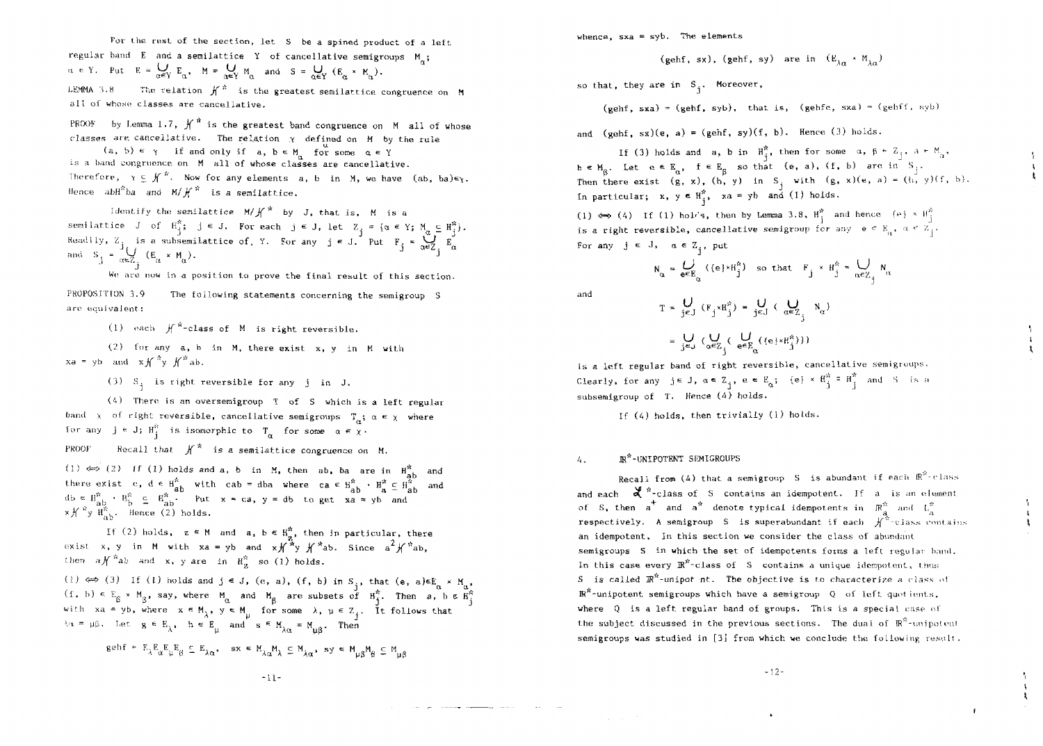For the rest of the section, let $S$ be a spined product of a left regular band $E$ and a semilattice $Y$ of cancellative semigroups $M_\alpha$; $\alpha \in Y$. Put $E = \bigcup_{\alpha\in Y} E_\alpha$, $M = \bigcup_{\alpha\in Y} M_\alpha$ and $S = \bigcup_{\alpha\in Y} (E_\alpha \times M_\alpha)$.

LEMMA 3.8 The relation $\mathcal{H}^*$ is the greatest semilattice congruence on $M$ all of whose classes are cancellative.

PROOF by Lemma 1.7, $\mathcal{H}^*$ is the greatest band congruence on $M$ all of whose classes are cancellative. The relation $\gamma$ defined on $M$ by the rule

$(a, b) \in \gamma$ if and only if $a, b \in M_\alpha$ for some $\alpha \in Y$

is a band congruence on $M$ all of whose classes are cancellative. Therefore, $\gamma \subseteq \mathcal{H}^*$. Now for any elements $a$, $b$ in $M$, we have $(ab, ba) \in \gamma$. Hence $ab\mathcal{H}^*ba$ and $M/\mathcal{H}^*$ is a semilattice.

Identify the semilattice $M/\mathcal{H}^*$ by $J$, that is, $M$ is a semilattice $J$ of $H^*_j$; $j \in J$. For each $j \in J$, let $Z_j = \{\alpha \in Y;\ M_\alpha \subseteq H^*_j\}$. Readily, $Z_j$ is a subsemilattice of $Y$. For any $j \in J$. Put $F_j = \bigcup_{\alpha\in Z_j} E_\alpha$ and $S_j = \bigcup_{\alpha\in Z_j} (E_\alpha \times M_\alpha)$.

We are now in a position to prove the final result of this section.

PROPOSITION 3.9 The following statements concerning the semigroup $S$ are equivalent:

(1) each $\mathcal{H}^*$-class of $M$ is right reversible.

(2) for any $a$, $b$ in $M$, there exist $x$, $y$ in $M$ with $xa = yb$ and $x\mathcal{H}^*y\ \mathcal{H}^*ab$.

(3) $S_j$ is right reversible for any $j$ in $J$.

(4) There is an oversemigroup $T$ of $S$ which is a left regular band $\chi$ of right reversible, cancellative semigroups $T_\alpha$; $\alpha \in \chi$ where for any $j \in J$; $H^*_j$ is isomorphic to $T_\alpha$ for some $\alpha \in \chi$.

PROOF Recall that $\mathcal{H}^*$ is a semilattice congruence on $M$.

(1) $\Leftrightarrow$ (2) If (1) holds and $a$, $b$ in $M$, then $ab$, $ba$ are in $H^*_{ab}$ and there exist $c, d \in H^*_{ab}$ with $cab = dba$ where $ca \in H^*_{ab} \cdot H^*_a \subseteq H^*_{ab}$ and $db \in H^*_{ab} \cdot H^*_b \subseteq H^*_{ab}$. Put $x = ca$, $y = db$ to get $xa = yb$ and $x\mathcal{H}^*y\ H^*_{ab}$. Hence (2) holds.

If (2) holds, $z \in M$ and $a, b \in H^*_z$, then in particular, there exist $x$, $y$ in $M$ with $xa = yb$ and $x\mathcal{H}^*y\ \mathcal{H}^*ab$. Since $a^2\mathcal{H}^*ab$, then $a\mathcal{H}^*ab$ and $x$, $y$ are in $H^*_z$ so (1) holds.

(1) $\Leftrightarrow$ (3) If (1) holds and $j \in J$, $(e, a)$, $(f, b)$ in $S_j$, that $(e, a) \in E_\alpha \times M_\alpha$, $(f, b) \in E_\beta \times M_\beta$, say, where $M_\alpha$ and $M_\beta$ are subsets of $H^*_j$. Then $a, b \in H^*_j$ with $xa = yb$, where $x \in M_\lambda$, $y \in M_\mu$ for some $\lambda, \mu \in Z_j$. It follows that $\lambda\alpha = \mu\beta$. Let $g \in E_\lambda$, $h \in E_\mu$ and $s \in M_{\lambda\alpha} = M_{\mu\beta}$. Then

$$gehf \in E_\lambda E_\alpha E_\mu E_\beta \subseteq E_{\lambda\alpha},\quad sx \in M_{\lambda\alpha}M_\lambda \subseteq M_{\lambda\alpha},\quad sy \in M_{\mu\beta}M_\beta \subseteq M_{\mu\beta}$$

whence, $sxa = syb$. The elements

$$(gehf, sx),\ (gehf, sy) \quad \text{are in} \quad (E_{\lambda\alpha} \times M_{\lambda\alpha})$$

so that, they are in $S_j$. Moreover,

$$(gehf, sxa) = (gehf, syb),\quad \text{that is,} \quad (gehfe, sxa) = (gehff, syb)$$

and $(gehf, sx)(e, a) = (gehf, sy)(f, b)$. Hence (3) holds.

If (3) holds and $a$, $b$ in $H^*_j$, then for some $\alpha, \beta \in Z_j$, $a \in M_\alpha$, $b \in M_\beta$. Let $e \in E_\alpha$, $f \in E_\beta$ so that $(e, a)$, $(f, b)$ are in $S_j$. Then there exist $(g, x)$, $(h, y)$ in $S_j$ with $(g, x)(e, a) = (h, y)(f, b)$. In particular; $x, y \in H^*_j$, $xa = yb$ and (1) holds.

(1) $\Leftrightarrow$ (4) If (1) holds, then by Lemma 3.8, $H^*_j$ and hence $\{e\} \times H^*_j$ is a right reversible, cancellative semigroup for any $e \in E_\alpha$, $\alpha \in Z_j$. For any $j \in J$, $\alpha \in Z_j$, put

$$N_\alpha = \bigcup_{e\in E_\alpha} (\{e\}\times H^*_j) \quad \text{so that} \quad F_j \times H^*_j = \bigcup_{\alpha\in Z_j} N_\alpha$$

and

$$T = \bigcup_{j\in J} (F_j \times H^*_j) = \bigcup_{j\in J} \Big(\bigcup_{\alpha\in Z_j} N_\alpha\Big)$$

$$= \bigcup_{j\in J} \Big(\bigcup_{\alpha\in Z_j} \Big(\bigcup_{e\in E_\alpha} (\{e\}\times H^*_j)\Big)\Big)$$

is a left regular band of right reversible, cancellative semigroups. Clearly, for any $j \in J$, $\alpha \in Z_j$, $e \in E_\alpha$; $\{e\} \times H^*_j \cong H^*_j$ and $S$ is a subsemigroup of $T$. Hence (4) holds.

If (4) holds, then trivially (1) holds.

## 4. $\mathbb{R}^*$-UNIPOTENT SEMIGROUPS

Recall from (4) that a semigroup $S$ is abundant if each $\mathbb{R}^*$-class and each $\mathcal{L}^*$-class of $S$ contains an idempotent. If $a$ is an element of $S$, then $a^+$ and $a^*$ denote typical idempotents in $\mathbb{R}^*_a$ and $L^*_a$ respectively. A semigroup $S$ is superabundant if each $\mathcal{H}^*$-class contains an idempotent. In this section we consider the class of abundant semigroups $S$ in which the set of idempotents forms a left regular band. In this case every $\mathbb{R}^*$-class of $S$ contains a unique idempotent, thus $S$ is called $\mathbb{R}^*$-unipotent. The objective is to characterize a class of $\mathbb{R}^*$-unipotent semigroups which have a semigroup $Q$ of left quotients, where $Q$ is a left regular band of groups. This is a special case of the subject discussed in the previous sections. The dual of $\mathbb{R}^*$-unipotent semigroups was studied in [3] from which we conclude the following result.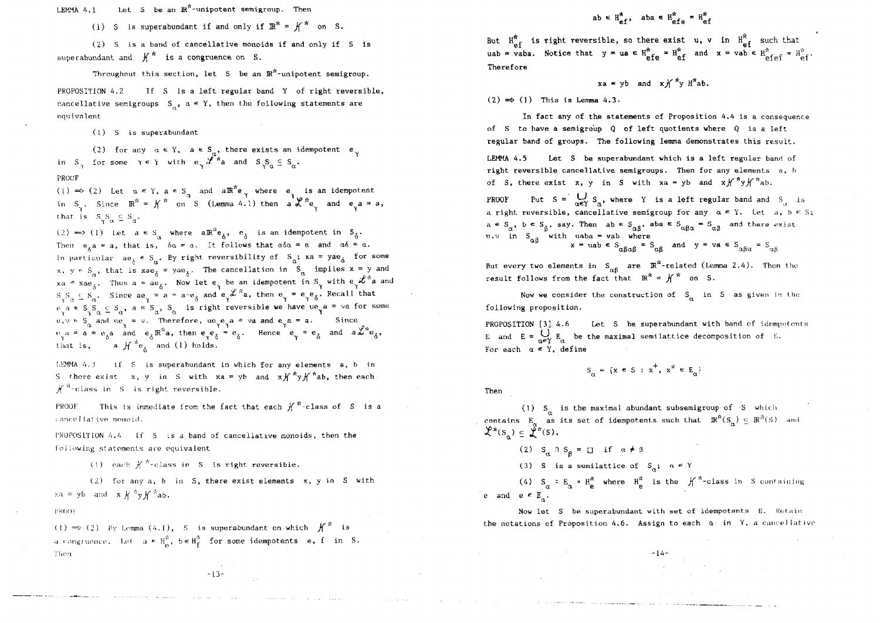LEMMA 4.1 Let $S$ be an $\mathbb{R}^*$-unipotent semigroup. Then

(1) $S$ is superabundant if and only if $\mathbb{R}^* = \mathcal{H}^*$ on $S$.

(2) $S$ is a band of cancellative monoids if and only if $S$ is superabundant and $\mathcal{H}^*$ is a congruence on $S$.

Throughout this section, let $S$ be an $\mathbb{R}^*$-unipotent semigroup.

PROPOSITION 4.2 If $S$ is a left regular band $Y$ of right reversible, cancellative semigroups $S_\alpha$, $\alpha \in Y$, then the following statements are equivalent

(1) $S$ is superabundant

(2) for any $\alpha \in Y$, $a \in S_\alpha$, there exists an idempotent $e_\gamma$ in $S_\gamma$ for some $\gamma \in Y$ with $e_\gamma \mathcal{L}^* a$ and $S_\gamma S_\alpha \subseteq S_\alpha$.

PROOF

(1) $\Rightarrow$ (2) Let $\alpha \in Y$, $a \in S_\alpha$ and $a\mathbb{R}^* e_\gamma$ where $e_\gamma$ is an idempotent in $S_\gamma$. Since $\mathbb{R}^* = \mathcal{H}^*$ on $S$ (Lemma 4.1) then $a \mathcal{L}^* e_\gamma$ and $e_\gamma a = a$, that is $S_\gamma S_\alpha \subseteq S_\alpha$.

(2) $\Rightarrow$ (1) Let $a \in S_\alpha$ where $a\mathbb{R}^* e_\delta$, $e_\delta$ is an idempotent in $S_\delta$. Then $e_\delta a = a$, that is, $\delta\alpha = \alpha$. It follows that $\alpha\delta\alpha = \alpha$ and $\alpha\delta = \alpha$. In particular $ae_\delta \in S_\alpha$. By right reversibility of $S_\alpha$; $xa = yae_\delta$ for some $x, y \in S_\alpha$, that is $xae_\delta = yae_\delta$. The cancellation in $S_\alpha$ implies $x = y$ and $xa = xae_\delta$. Thus $a = ae_\delta$. Now let $e_\gamma$ be an idempotent in $S_\gamma$ with $e_\gamma \mathcal{L}^* a$ and $S_\gamma S_\alpha \subseteq S_\alpha$. Since $ae_\gamma = a = a \cdot e_\delta$ and $e_\gamma \mathcal{L}^* a$, then $e_\gamma = e_\gamma e_\delta$. Recall that $e_\gamma a \in S_\gamma S_\alpha \subseteq S_\alpha$, $a \in S_\alpha$, $S_\alpha$ is right reversible we have $ue_\gamma a = va$ for some $u, v \in S_\alpha$ and $ue_\gamma = v$. Therefore, $ue_\gamma e_\gamma a = va$ and $e_\gamma a = a$. Since $e_\gamma a = a = e_\delta a$ and $e_\delta \mathbb{R}^* a$, then $e_\gamma e_\delta = e_\delta$. Hence $e_\gamma = e_\delta$ and $a \mathcal{L}^* e_\delta$, that is, $a \mathcal{H}^* e_\delta$ and (1) holds.

LEMMA 4.3 If $S$ is superabundant in which for any elements $a$, $b$ in $S$ there exist $x$, $y$ in $S$ with $xa = yb$ and $x \mathcal{H}^* y \mathcal{H}^* ab$, then each $\mathcal{H}^*$-class in $S$ is right reversible.

PROOF This is immediate from the fact that each $\mathcal{H}^*$-class of $S$ is a cancellative monoid.

PROPOSITION 4.4 If $S$ is a band of cancellative monoids, then the following statements are equivalent

(1) each $\mathcal{H}^*$-class in $S$ is right reversible.

(2) for any $a$, $b$ in $S$, there exist elements $x$, $y$ in $S$ with $xa = yb$ and $x \mathcal{H}^* y \mathcal{H}^* ab$.

PROOF

(1) $\Rightarrow$ (2) By Lemma (4.1), $S$ is superabundant on which $\mathcal{H}^*$ is a congruence. Let $a \in H^*_e$, $b \in H^*_f$ for some idempotents $e$, $f$ in $S$. Then

$$ab \in H^*_{ef}, \quad aba \in H^*_{efe} = H^*_{ef}$$

But $H^*_{ef}$ is right reversible, so there exist $u$, $v$ in $H^*_{ef}$ such that $uab = vaba$. Notice that $y = ua \in H^*_{efe} = H^*_{ef}$ and $x = vab \in H^*_{efef} = H^*_{ef}$. Therefore

$$xa = yb \quad \text{and} \quad x \mathcal{H}^* y \, H^* ab.$$

(2) $\Rightarrow$ (1) This is Lemma 4.3.

In fact any of the statements of Proposition 4.4 is a consequence of $S$ to have a semigroup $Q$ of left quotients where $Q$ is a left regular band of groups. The following lemma demonstrates this result.

LEMMA 4.5 Let $S$ be superabundant which is a left regular band of right reversible cancellative semigroups. Then for any elements $a$, $b$ of $S$, there exist $x$, $y$ in $S$ with $xa = yb$ and $x \mathcal{H}^* y \mathcal{H}^* ab$.

PROOF Put $S = \bigcup_{\alpha \in Y} S_\alpha$, where $Y$ is a left regular band and $S_\alpha$ is a right reversible, cancellative semigroup for any $\alpha \in Y$. Let $a, b \in S$; $a \in S_\alpha$, $b \in S_\beta$, say. Then $ab \in S_{\alpha\beta}$, $aba \in S_{\alpha\beta\alpha} = S_{\alpha\beta}$ and there exist $u, v$ in $S_{\alpha\beta}$ with $uaba = vab$ where

$$x = uab \in S_{\alpha\beta\alpha\beta} = S_{\alpha\beta} \quad \text{and} \quad y = va \in S_{\alpha\beta\alpha} = S_{\alpha\beta}$$

But every two elements in $S_{\alpha\beta}$ are $\mathbb{R}^*$-related (Lemma 2.4). Then the result follows from the fact that $\mathbb{R}^* = \mathcal{H}^*$ on $S$.

Now we consider the construction of $S_\alpha$ in $S$ as given in the following proposition.

PROPOSITION [3] 4.6 Let $S$ be superabundant with band of idempotents $E$ and $E = \bigcup_{\alpha \in Y} E_\alpha$ be the maximal semilattice decomposition of $E$. For each $\alpha \in Y$, define

$$S_\alpha = \{x \in S : x^+, x^* \in E_\alpha\}$$

Then

(1) $S_\alpha$ is the maximal abundant subsemigroup of $S$ which contains $E_\alpha$ as its set of idempotents such that $\mathbb{R}^*(S_\alpha) \subseteq \mathbb{R}^*(S)$ and $\mathcal{L}^*(S_\alpha) \subseteq \mathcal{L}^*(S)$.

(2) $S_\alpha \cap S_\beta = \square$ if $\alpha \neq \beta$

(3) $S$ is a semilattice of $S_\alpha$; $\alpha \in Y$

(4) $S_\alpha = E_\alpha \times H^*_e$ where $H^*_e$ is the $\mathcal{H}^*$-class in $S$ containing $e$ and $e \in E_\alpha$.

Now let $S$ be superabundant with set of idempotents $E$. Retain the notations of Proposition 4.6. Assign to each $\alpha$ in $Y$, a cancellative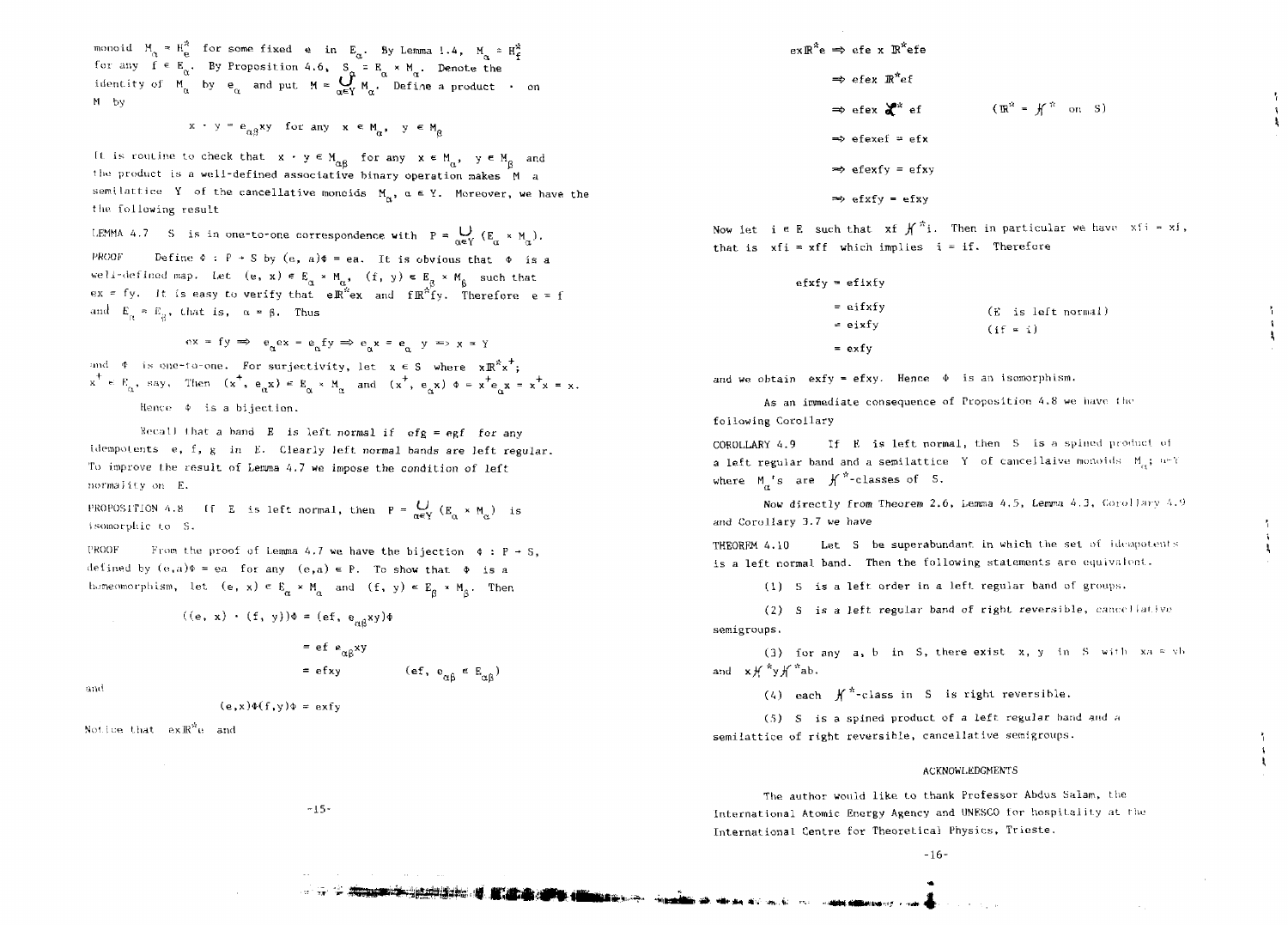monoid $M_\alpha = H_e^*$ for some fixed $e$ in $E_\alpha$. By Lemma 1.4, $M_\alpha = H_f^*$ for any $f \in E_\alpha$. By Proposition 4.6, $S_\alpha = E_\alpha \times M_\alpha$. Denote the identity of $M_\alpha$ by $e_\alpha$ and put $M = \bigcup_{\alpha \in Y} M_\alpha$. Define a product $\cdot$ on $M$ by

$$x \cdot y = e_{\alpha\beta}xy \quad \text{for any} \quad x \in M_\alpha, \quad y \in M_\beta$$

It is routine to check that $x \cdot y \in M_{\alpha\beta}$ for any $x \in M_\alpha$, $y \in M_\beta$ and the product is a well-defined associative binary operation makes $M$ a semilattice $Y$ of the cancellative monoids $M_\alpha$, $\alpha \in Y$. Moreover, we have the following result

LEMMA 4.7 $S$ is in one-to-one correspondence with $P = \bigcup_{\alpha \in Y} (E_\alpha \times M_\alpha)$.

PROOF Define $\Phi : P \to S$ by $(e, a)\Phi = ea$. It is obvious that $\Phi$ is a well-defined map. Let $(e, x) \in E_\alpha \times M_\alpha$, $(f, y) \in E_\beta \times M_\beta$ such that $ex = fy$. It is easy to verify that $e\mathbb{R}^*ex$ and $f\mathbb{R}^*fy$. Therefore $e = f$ and $E_\alpha = E_\beta$, that is, $\alpha = \beta$. Thus

$$ex = fy \Rightarrow e_\alpha ex = e_\alpha fy \Rightarrow e_\alpha x = e_\alpha y \Rightarrow x = y$$

and $\Phi$ is one-to-one. For surjectivity, let $x \in S$ where $x\mathbb{R}^*x^+$; $x^+ \in E_\alpha$, say. Then $(x^+, e_\alpha x) \in E_\alpha \times M_\alpha$ and $(x^+, e_\alpha x)\Phi = x^+e_\alpha x = x^+x = x$.

Hence $\Phi$ is a bijection.

Recall that a band $E$ is *left normal* if $efg = egf$ for any idempotents $e$, $f$, $g$ in $E$. Clearly left normal bands are left regular. To improve the result of Lemma 4.7 we impose the condition of left normality on $E$.

PROPOSITION 4.8 If $E$ is left normal, then $P = \bigcup_{\alpha \in Y} (E_\alpha \times M_\alpha)$ is isomorphic to $S$.

PROOF From the proof of Lemma 4.7 we have the bijection $\Phi : P \to S$, defined by $(e,a)\Phi = ea$ for any $(e,a) \in P$. To show that $\Phi$ is a homeomorphism, let $(e, x) \in E_\alpha \times M_\alpha$ and $(f, y) \in E_\beta \times M_\beta$. Then

$$\begin{aligned}((e, x) \cdot (f, y))\Phi &= (ef, e_{\alpha\beta}xy)\Phi \\ &= ef\, e_{\alpha\beta}xy \\ &= efxy \qquad (ef, e_{\alpha\beta} \in E_{\alpha\beta})\end{aligned}$$

and

$$(e,x)\Phi(f,y)\Phi = exfy$$

Notice that $ex\mathbb{R}^*e$ and

$$\begin{aligned}ex\mathbb{R}^*e &\Rightarrow efe \times \mathbb{R}^*efe \\ &\Rightarrow efex\ \mathbb{R}^*ef \\ &\Rightarrow efex\ \mathcal{L}^*\ ef \qquad (\mathbb{R}^* = \mathcal{H}^* \text{ on } S) \\ &\Rightarrow efexef = efx \\ &\Rightarrow efexfy = efxy \\ &\Rightarrow efxfy = efxy\end{aligned}$$

Now let $i \in E$ such that $xf\ \mathcal{H}^*i$. Then in particular we have $xfi = xf$, that is $xfi = xff$ which implies $i = if$. Therefore

$$\begin{aligned}efxfy &= efixfy \\ &= eifxfy \qquad (E \text{ is left normal}) \\ &= eixfy \qquad (if = i) \\ &= exfy\end{aligned}$$

and we obtain $exfy = efxy$. Hence $\Phi$ is an isomorphism.

As an immediate consequence of Proposition 4.8 we have the following Corollary

COROLLARY 4.9 If $E$ is left normal, then $S$ is a spined product of a left regular band and a semilattice $Y$ of cancellaive monoids $M_\alpha$; $\alpha \in Y$ where $M_\alpha$'s are $\mathcal{H}^*$-classes of $S$.

Now directly from Theorem 2.6, Lemma 4.5, Lemma 4.3, Corollary 4.9 and Corollary 3.7 we have

THEOREM 4.10 Let $S$ be superabundant in which the set of idempotents is a left normal band. Then the following statements are equivalent.

(1) $S$ is a left order in a left regular band of groups.

(2) $S$ is a left regular band of right reversible, cancellative semigroups.

(3) for any $a$, $b$ in $S$, there exist $x$, $y$ in $S$ with $xa = yb$ and $x\mathcal{H}^*y\mathcal{H}^*ab$.

(4) each $\mathcal{H}^*$-class in $S$ is right reversible.

(5) $S$ is a spined product of a left regular band and a semilattice of right reversible, cancellative semigroups.

## ACKNOWLEDGMENTS

The author would like to thank Professor Abdus Salam, the International Atomic Energy Agency and UNESCO for hospitality at the International Centre for Theoretical Physics, Trieste.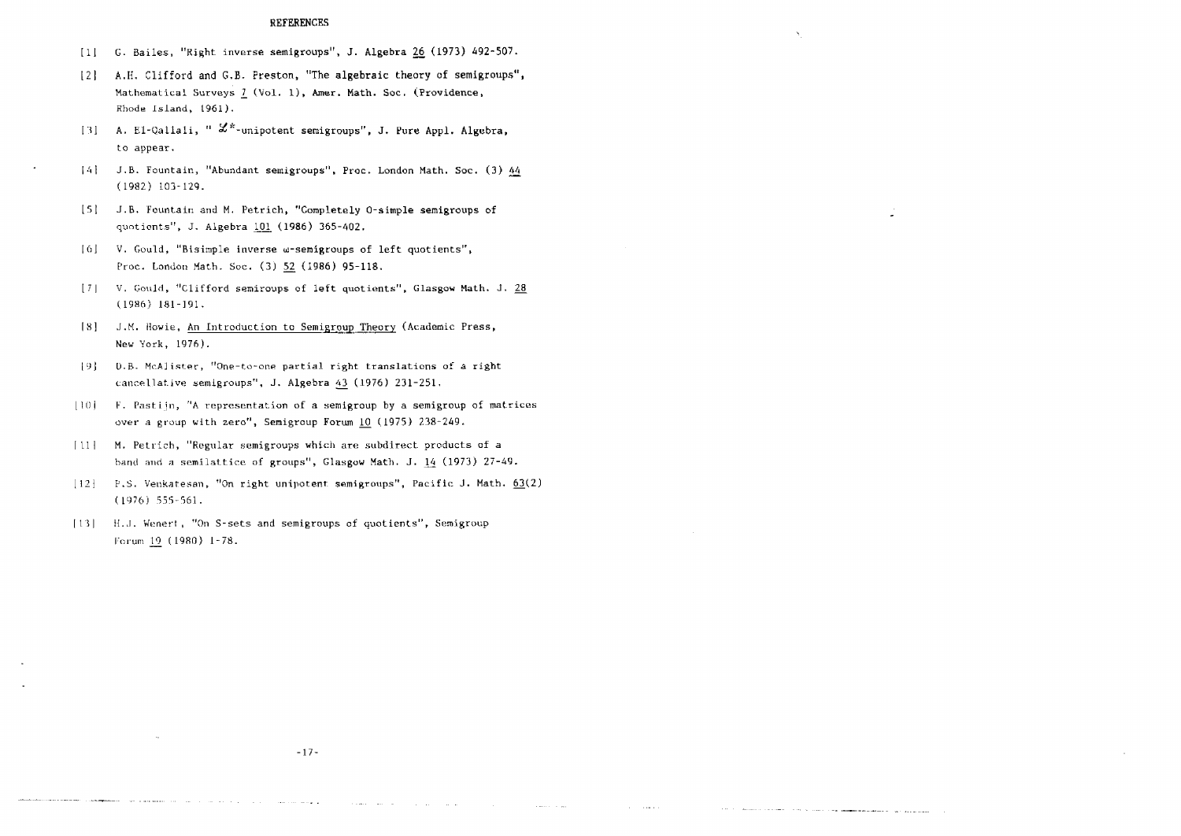# REFERENCES

[1] G. Bailes, "Right inverse semigroups", J. Algebra 26 (1973) 492-507.

[2] A.H. Clifford and G.B. Preston, "The algebraic theory of semigroups", Mathematical Surveys 7 (Vol. 1), Amer. Math. Soc. (Providence, Rhode Island, 1961).

[3] A. El-Qallali, " $\mathcal{L}^*$-unipotent semigroups", J. Pure Appl. Algebra, to appear.

[4] J.B. Fountain, "Abundant semigroups", Proc. London Math. Soc. (3) 44 (1982) 103-129.

[5] J.B. Fountain and M. Petrich, "Completely 0-simple semigroups of quotients", J. Algebra 101 (1986) 365-402.

[6] V. Gould, "Bisimple inverse $\omega$-semigroups of left quotients", Proc. London Math. Soc. (3) 52 (1986) 95-118.

[7] V. Gould, "Clifford semiroups of left quotients", Glasgow Math. J. 28 (1986) 181-191.

[8] J.M. Howie, An Introduction to Semigroup Theory (Academic Press, New York, 1976).

[9] D.B. McAlister, "One-to-one partial right translations of a right cancellative semigroups", J. Algebra 43 (1976) 231-251.

[10] F. Pastijn, "A representation of a semigroup by a semigroup of matrices over a group with zero", Semigroup Forum 10 (1975) 238-249.

[11] M. Petrich, "Regular semigroups which are subdirect products of a band and a semilattice of groups", Glasgow Math. J. 14 (1973) 27-49.

[12] P.S. Venkatesan, "On right unipotent semigroups", Pacific J. Math. 63(2) (1976) 555-561.

[13] H.J. Wenert, "On S-sets and semigroups of quotients", Semigroup Forum 19 (1980) 1-78.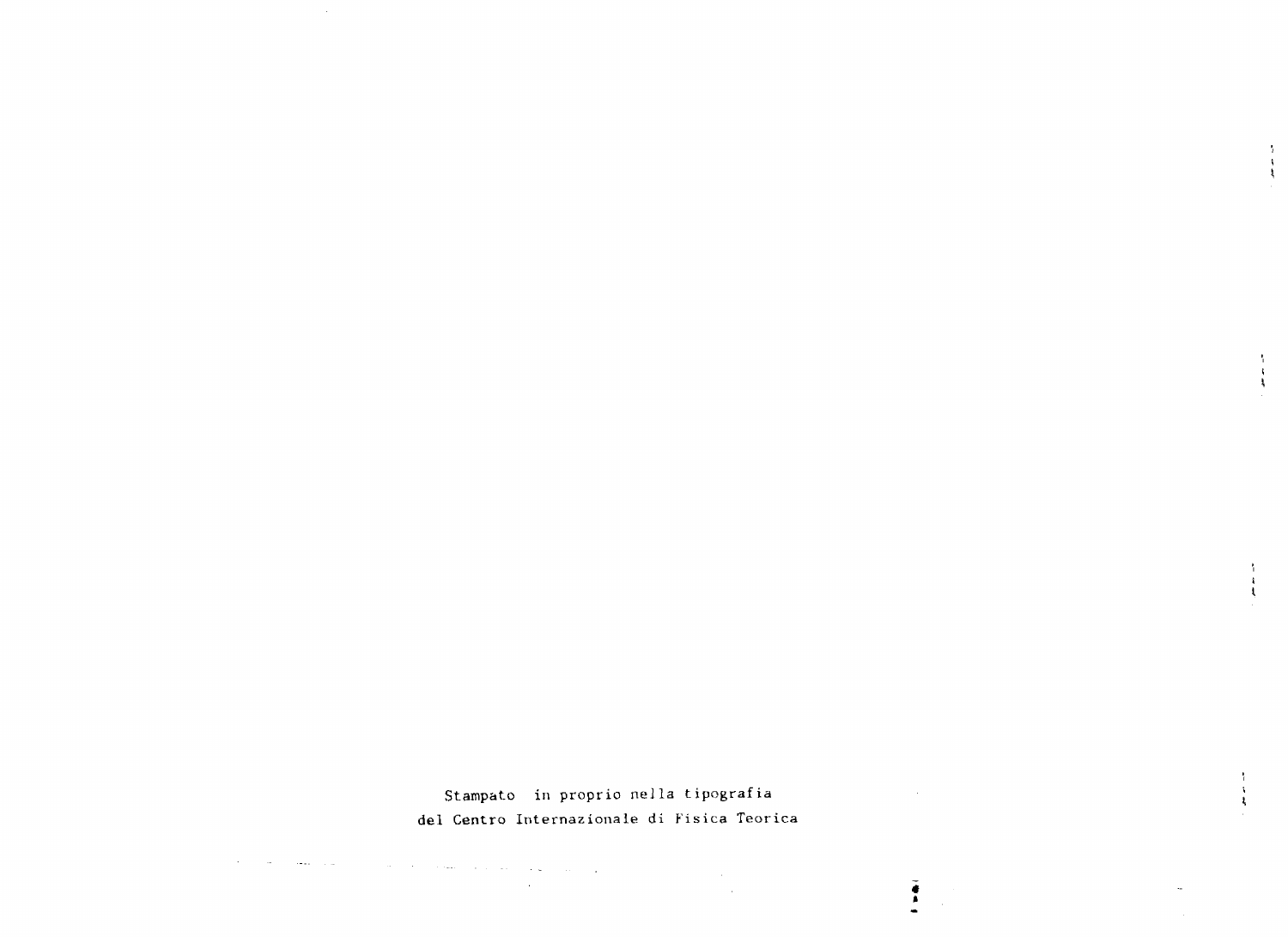Stampato in proprio nella tipografia
del Centro Internazionale di Fisica Teorica